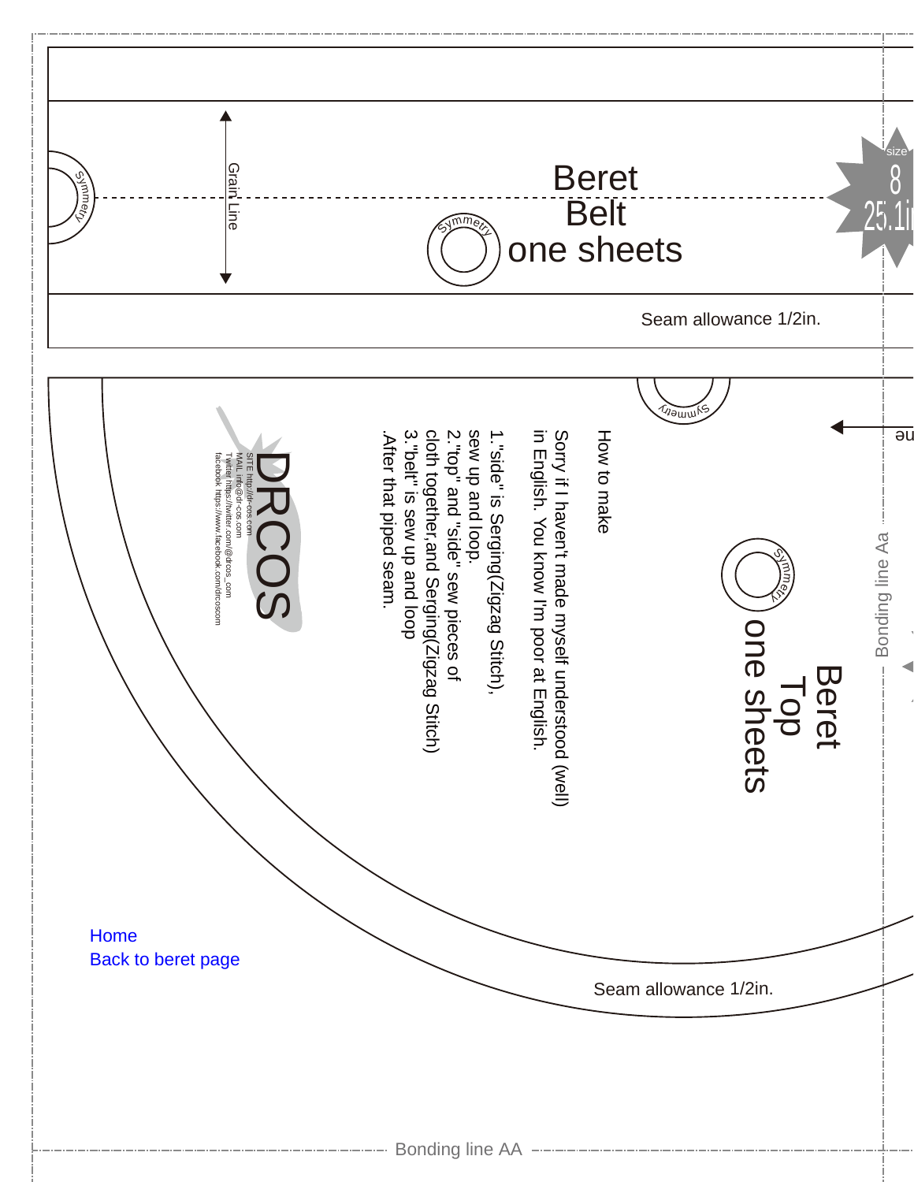# Beret Belt one sheets

Symmetry

Grain Line

size 8 25.1in

Seam allowance 1/2in.

# Beret Top one sheets

Symmetry

Bonding line Aa

How to make

Sorry if I haven't made myself understood (well) in English. You know I'm poor at English.

1."side" is Serging(Zigzag Stitch), sew up and loop.
2."top" and "side" sew pieces of cloth together,and Serging(Zigzag Stitch)
3."belt" is sew up and loop
.After that piped seam.

DRCOS

SITE http://dr-cos.com
MAIL info@dr-cos.com
Twitter https://twitter.com/@drcos_com
facebook https://www.facebook.com/drcoscom

Home
Back to beret page

Seam allowance 1/2in.

Bonding line AA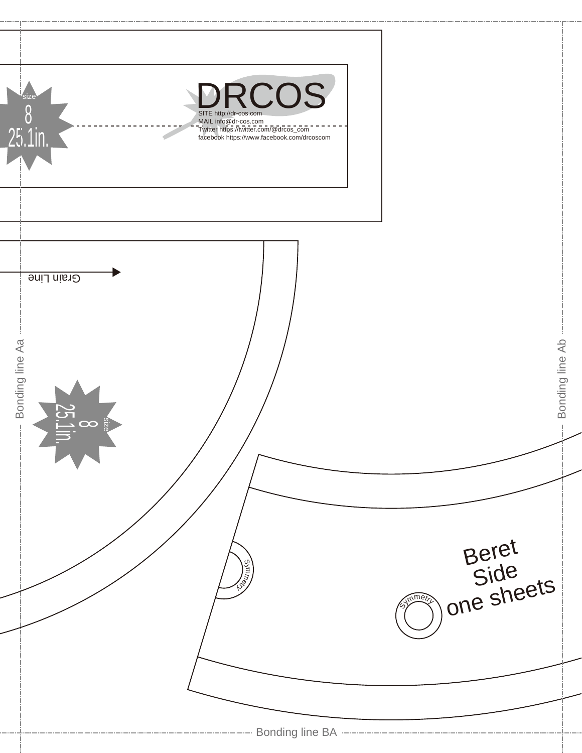size
8
25.1in.

DRCOS

SITE http://dr-cos.com
MAIL info@dr-cos.com
Twitter https://twitter.com/@drcos_com
facebook https://www.facebook.com/drcoscom

Grain Line

Bonding line Aa

size
8
25.1in.

Bonding line Ab

Symmetry

Symmetry

Beret
Side
one sheets

Bonding line BA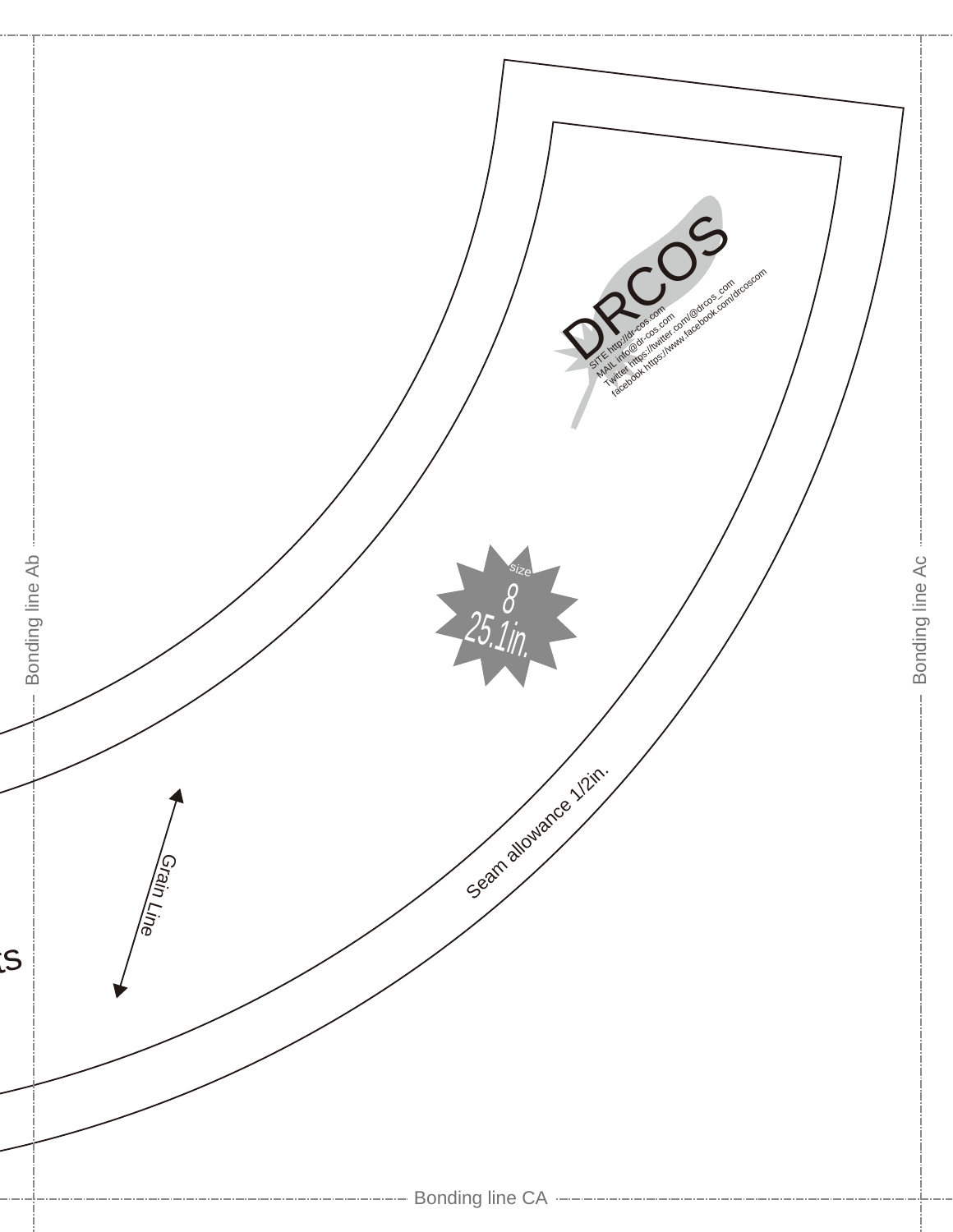Bonding line Ab

Bonding line Ac

DRCOS

SITE http://dr-cos.com
MAIL info@dr-cos.com
Twitter https://twitter.com/@drcos_com
facebook https://www.facebook.com/drcoscom

size
8
25.1in.

Seam allowance 1/2in.

Grain Line

ts

Bonding line CA